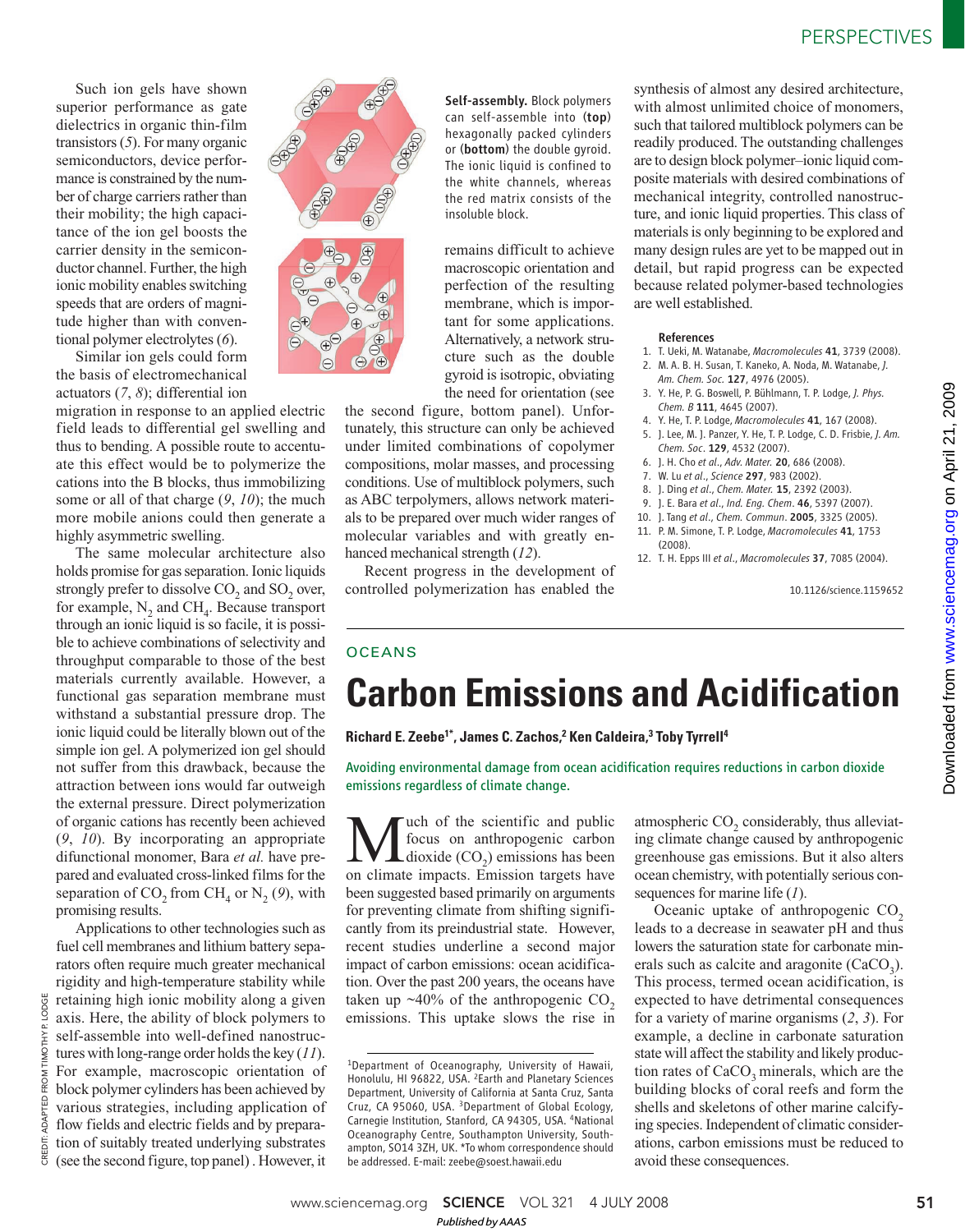Such ion gels have shown superior performance as gate dielectrics in organic thin-film transistors (*5*). For many organic semiconductors, device performance is constrained by the number of charge carriers rather than their mobility; the high capacitance of the ion gel boosts the carrier density in the semiconductor channel. Further, the high ionic mobility enables switching speeds that are orders of magnitude higher than with conventional polymer electrolytes (*6*).

Similar ion gels could form the basis of electromechanical actuators (*7*, *8*); differential ion migration in response to an applied electric field leads to differential gel swelling and thus to bending. A possible route to accentuate this effect would be to polymerize the cations into the B blocks, thus immobilizing some or all of that charge (*9*, *10*); the much more mobile anions could then generate a highly asymmetric swelling.

The same molecular architecture also holds promise for gas separation. Ionic liquids strongly prefer to dissolve $CO_2$ and $SO_2$ over, for example, $N_2$ and $CH_4$. Because transport through an ionic liquid is so facile, it is possible to achieve combinations of selectivity and throughput comparable to those of the best materials currently available. However, a functional gas separation membrane must withstand a substantial pressure drop. The ionic liquid could be literally blown out of the simple ion gel. A polymerized ion gel should not suffer from this drawback, because the attraction between ions would far outweigh the external pressure. Direct polymerization of organic cations has recently been achieved (*9*, *10*). By incorporating an appropriate difunctional monomer, Bara *et al.* have prepared and evaluated cross-linked films for the separation of $CO_2$ from $CH_4$ or $N_2$ (*9*), with promising results.

Applications to other technologies such as fuel cell membranes and lithium battery separators often require much greater mechanical rigidity and high-temperature stability while retaining high ionic mobility along a given axis. Here, the ability of block polymers to self-assemble into well-defined nanostructures with long-range order holds the key (*11*). For example, macroscopic orientation of block polymer cylinders has been achieved by various strategies, including application of flow fields and electric fields and by preparation of suitably treated underlying substrates (see the second figure, top panel). However, it remains difficult to achieve macroscopic orientation and perfection of the resulting membrane, which is important for some applications. Alternatively, a network structure such as the double gyroid is isotropic, obviating the need for orientation (see the second figure, bottom panel). Unfortunately, this structure can only be achieved under limited combinations of copolymer compositions, molar masses, and processing conditions. Use of multiblock polymers, such as ABC terpolymers, allows network materials to be prepared over much wider ranges of molecular variables and with greatly enhanced mechanical strength (*12*).

**Self-assembly.** Block polymers can self-assemble into (**top**) hexagonally packed cylinders or (**bottom**) the double gyroid. The ionic liquid is confined to the white channels, whereas the red matrix consists of the insoluble block.

CREDIT: ADAPTED FROM TIMOTHY P. LODGE

Recent progress in the development of controlled polymerization has enabled the synthesis of almost any desired architecture, with almost unlimited choice of monomers, such that tailored multiblock polymers can be readily produced. The outstanding challenges are to design block polymer–ionic liquid composite materials with desired combinations of mechanical integrity, controlled nanostructure, and ionic liquid properties. This class of materials is only beginning to be explored and many design rules are yet to be mapped out in detail, but rapid progress can be expected because related polymer-based technologies are well established.

#### References

1. T. Ueki, M. Watanabe, *Macromolecules* **41**, 3739 (2008).
2. M. A. B. H. Susan, T. Kaneko, A. Noda, M. Watanabe, *J. Am. Chem. Soc.* **127**, 4976 (2005).
3. Y. He, P. G. Boswell, P. Bühlmann, T. P. Lodge, *J. Phys. Chem. B* **111**, 4645 (2007).
4. Y. He, T. P. Lodge, *Macromolecules* **41**, 167 (2008).
5. J. Lee, M. J. Panzer, Y. He, T. P. Lodge, C. D. Frisbie, *J. Am. Chem. Soc.* **129**, 4532 (2007).
6. J. H. Cho *et al.*, *Adv. Mater.* **20**, 686 (2008).
7. W. Lu *et al.*, *Science* **297**, 983 (2002).
8. J. Ding *et al.*, *Chem. Mater.* **15**, 2392 (2003).
9. J. E. Bara *et al.*, *Ind. Eng. Chem.* **46**, 5397 (2007).
10. J. Tang *et al.*, *Chem. Commun.* **2005**, 3325 (2005).
11. P. M. Simone, T. P. Lodge, *Macromolecules* **41**, 1753 (2008).
12. T. H. Epps III *et al.*, *Macromolecules* **37**, 7085 (2004).

10.1126/science.1159652

OCEANS

# Carbon Emissions and Acidification

**Richard E. Zeebe[1*], James C. Zachos,[2] Ken Caldeira,[3] Toby Tyrrell[4]**

Avoiding environmental damage from ocean acidification requires reductions in carbon dioxide emissions regardless of climate change.

Much of the scientific and public focus on anthropogenic carbon dioxide ($CO_2$) emissions has been on climate impacts. Emission targets have been suggested based primarily on arguments for preventing climate from shifting significantly from its preindustrial state. However, recent studies underline a second major impact of carbon emissions: ocean acidification. Over the past 200 years, the oceans have taken up ~40% of the anthropogenic $CO_2$ emissions. This uptake slows the rise in atmospheric $CO_2$ considerably, thus alleviating climate change caused by anthropogenic greenhouse gas emissions. But it also alters ocean chemistry, with potentially serious consequences for marine life (*1*).

Oceanic uptake of anthropogenic $CO_2$ leads to a decrease in seawater pH and thus lowers the saturation state for carbonate minerals such as calcite and aragonite ($CaCO_3$). This process, termed ocean acidification, is expected to have detrimental consequences for a variety of marine organisms (*2*, *3*). For example, a decline in carbonate saturation state will affect the stability and likely production rates of $CaCO_3$ minerals, which are the building blocks of coral reefs and form the shells and skeletons of other marine calcifying species. Independent of climatic considerations, carbon emissions must be reduced to avoid these consequences.

[1]Department of Oceanography, University of Hawaii, Honolulu, HI 96822, USA. [2]Earth and Planetary Sciences Department, University of California at Santa Cruz, Santa Cruz, CA 95060, USA. [3]Department of Global Ecology, Carnegie Institution, Stanford, CA 94305, USA. [4]National Oceanography Centre, Southampton University, Southampton, SO14 3ZH, UK. *To whom correspondence should be addressed. E-mail: zeebe@soest.hawaii.edu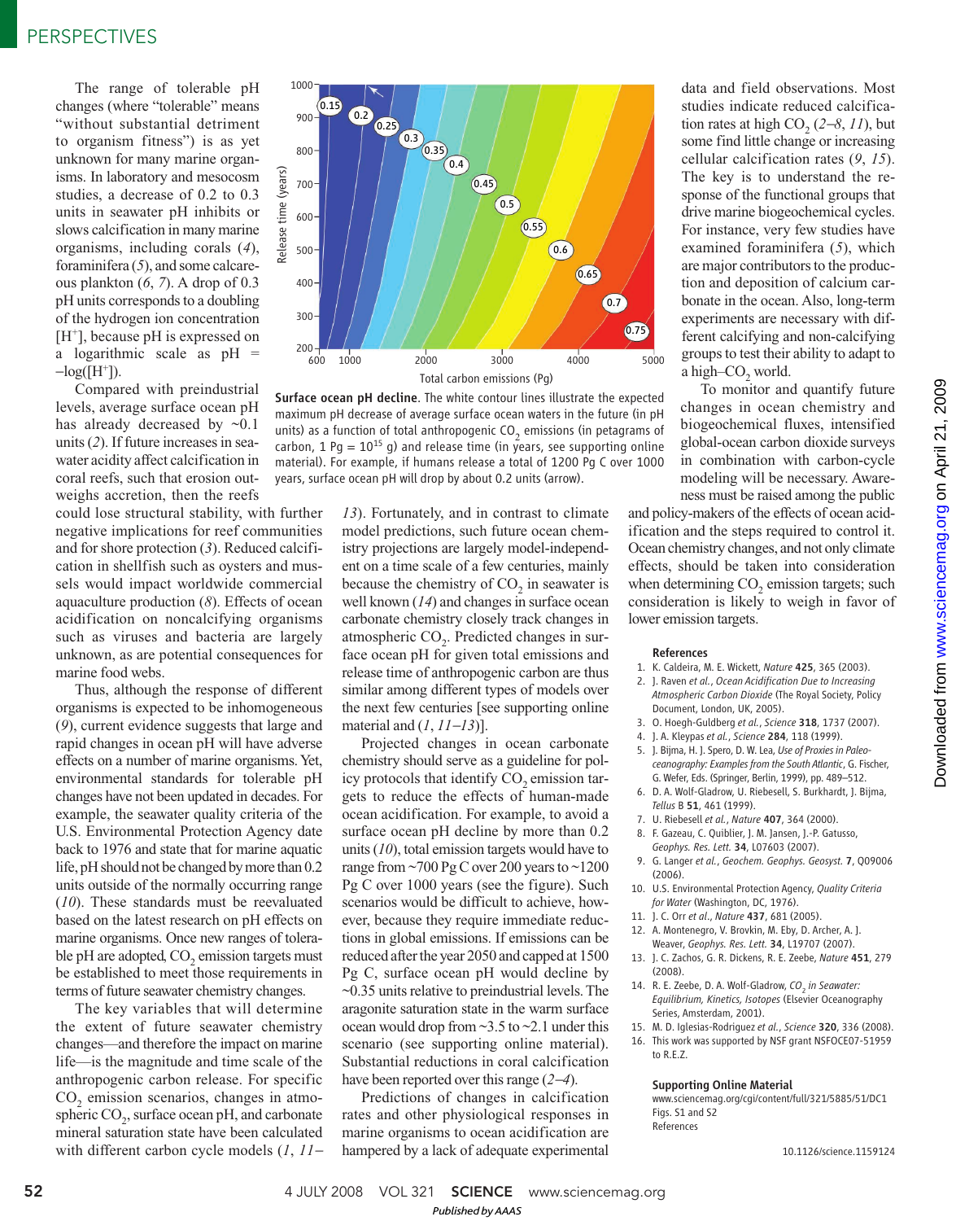The range of tolerable pH changes (where "tolerable" means "without substantial detriment to organism fitness") is as yet unknown for many marine organisms. In laboratory and mesocosm studies, a decrease of 0.2 to 0.3 units in seawater pH inhibits or slows calcification in many marine organisms, including corals (*4*), foraminifera (*5*), and some calcareous plankton (*6*, *7*). A drop of 0.3 pH units corresponds to a doubling of the hydrogen ion concentration $[H^+]$, because pH is expressed on a logarithmic scale as pH = $-\log([H^+])$.

Compared with preindustrial levels, average surface ocean pH has already decreased by ~0.1 units (*2*). If future increases in seawater acidity affect calcification in coral reefs, such that erosion outweighs accretion, then the reefs could lose structural stability, with further negative implications for reef communities and for shore protection (*3*). Reduced calcification in shellfish such as oysters and mussels would impact worldwide commercial aquaculture production (*8*). Effects of ocean acidification on noncalcifying organisms such as viruses and bacteria are largely unknown, as are potential consequences for marine food webs.

Thus, although the response of different organisms is expected to be inhomogeneous (*9*), current evidence suggests that large and rapid changes in ocean pH will have adverse effects on a number of marine organisms. Yet, environmental standards for tolerable pH changes have not been updated in decades. For example, the seawater quality criteria of the U.S. Environmental Protection Agency date back to 1976 and state that for marine aquatic life, pH should not be changed by more than 0.2 units outside of the normally occurring range (*10*). These standards must be reevaluated based on the latest research on pH effects on marine organisms. Once new ranges of tolerable pH are adopted, $CO_2$ emission targets must be established to meet those requirements in terms of future seawater chemistry changes.

The key variables that will determine the extent of future seawater chemistry changes—and therefore the impact on marine life—is the magnitude and time scale of the anthropogenic carbon release. For specific $CO_2$ emission scenarios, changes in atmospheric $CO_2$, surface ocean pH, and carbonate mineral saturation state have been calculated with different carbon cycle models (*1*, *11*–*13*). Fortunately, and in contrast to climate model predictions, such future ocean chemistry projections are largely model-independent on a time scale of a few centuries, mainly because the chemistry of $CO_2$ in seawater is well known (*14*) and changes in surface ocean carbonate chemistry closely track changes in atmospheric $CO_2$. Predicted changes in surface ocean pH for given total emissions and release time of anthropogenic carbon are thus similar among different types of models over the next few centuries [see supporting online material and (*1*, *11*–*13*)].

Release time (years)
1000
900
800
700
600
500
400
300
200
600 1000 2000 3000 4000 5000
Total carbon emissions (Pg)
0.15 0.2 0.25 0.3 0.35 0.4 0.45 0.5 0.55 0.6 0.65 0.7 0.75

**Surface ocean pH decline.** The white contour lines illustrate the expected maximum pH decrease of average surface ocean waters in the future (in pH units) as a function of total anthropogenic $CO_2$ emissions (in petagrams of carbon, 1 Pg = $10^{15}$ g) and release time (in years, see supporting online material). For example, if humans release a total of 1200 Pg C over 1000 years, surface ocean pH will drop by about 0.2 units (arrow).

Projected changes in ocean carbonate chemistry should serve as a guideline for policy protocols that identify $CO_2$ emission targets to reduce the effects of human-made ocean acidification. For example, to avoid a surface ocean pH decline by more than 0.2 units (*10*), total emission targets would have to range from ~700 Pg C over 200 years to ~1200 Pg C over 1000 years (see the figure). Such scenarios would be difficult to achieve, however, because they require immediate reductions in global emissions. If emissions can be reduced after the year 2050 and capped at 1500 Pg C, surface ocean pH would decline by ~0.35 units relative to preindustrial levels. The aragonite saturation state in the warm surface ocean would drop from ~3.5 to ~2.1 under this scenario (see supporting online material). Substantial reductions in coral calcification have been reported over this range (*2*–*4*).

Predictions of changes in calcification rates and other physiological responses in marine organisms to ocean acidification are hampered by a lack of adequate experimental data and field observations. Most studies indicate reduced calcification rates at high $CO_2$ (*2*–*8*, *11*), but some find little change or increasing cellular calcification rates (*9*, *15*). The key is to understand the response of the functional groups that drive marine biogeochemical cycles. For instance, very few studies have examined foraminifera (*5*), which are major contributors to the production and deposition of calcium carbonate in the ocean. Also, long-term experiments are necessary with different calcifying and non-calcifying groups to test their ability to adapt to a high-$CO_2$ world.

To monitor and quantify future changes in ocean chemistry and biogeochemical fluxes, intensified global-ocean carbon dioxide surveys in combination with carbon-cycle modeling will be necessary. Awareness must be raised among the public and policy-makers of the effects of ocean acidification and the steps required to control it. Ocean chemistry changes, and not only climate effects, should be taken into consideration when determining $CO_2$ emission targets; such consideration is likely to weigh in favor of lower emission targets.

### References

1. K. Caldeira, M. E. Wickett, *Nature* **425**, 365 (2003).
2. J. Raven *et al.*, *Ocean Acidification Due to Increasing Atmospheric Carbon Dioxide* (The Royal Society, Policy Document, London, UK, 2005).
3. O. Hoegh-Guldberg *et al.*, *Science* **318**, 1737 (2007).
4. J. A. Kleypas *et al.*, *Science* **284**, 118 (1999).
5. J. Bijma, H. J. Spero, D. W. Lea, *Use of Proxies in Paleoceanography: Examples from the South Atlantic*, G. Fischer, G. Wefer, Eds. (Springer, Berlin, 1999), pp. 489–512.
6. D. A. Wolf-Gladrow, U. Riebesell, S. Burkhardt, J. Bijma, *Tellus* B **51**, 461 (1999).
7. U. Riebesell *et al.*, *Nature* **407**, 364 (2000).
8. F. Gazeau, C. Quiblier, J. M. Jansen, J.-P. Gatusso, *Geophys. Res. Lett.* **34**, L07603 (2007).
9. G. Langer *et al.*, *Geochem. Geophys. Geosyst.* **7**, Q09006 (2006).
10. U.S. Environmental Protection Agency, *Quality Criteria for Water* (Washington, DC, 1976).
11. J. C. Orr *et al.*, *Nature* **437**, 681 (2005).
12. A. Montenegro, V. Brovkin, M. Eby, D. Archer, A. J. Weaver, *Geophys. Res. Lett.* **34**, L19707 (2007).
13. J. C. Zachos, G. R. Dickens, R. E. Zeebe, *Nature* **451**, 279 (2008).
14. R. E. Zeebe, D. A. Wolf-Gladrow, *$CO_2$ in Seawater: Equilibrium, Kinetics, Isotopes* (Elsevier Oceanography Series, Amsterdam, 2001).
15. M. D. Iglesias-Rodriguez *et al.*, *Science* **320**, 336 (2008).
16. This work was supported by NSF grant NSFOCE07-51959 to R.E.Z.

### Supporting Online Material

www.sciencemag.org/cgi/content/full/321/5885/51/DC1
Figs. S1 and S2
References

10.1126/science.1159124